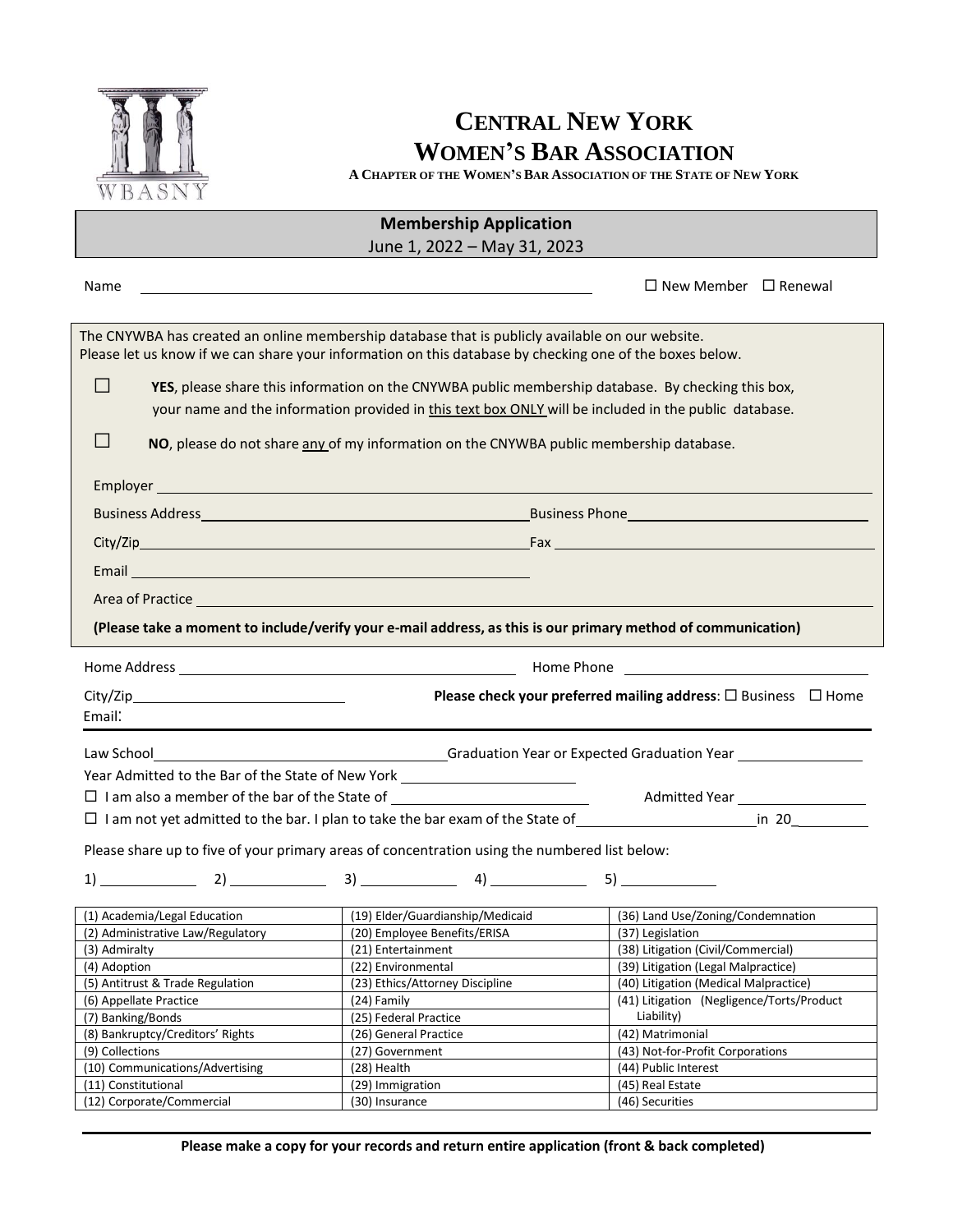# CENTRAL NEW YORK WOMEN'S BAR ASSOCIATION

**A CHAPTER OF THE WOMEN'S BAR ASSOCIATION OF THE STATE OF NEW YORK**

## Membership Application

June 1, 2022 – May 31, 2023

Name ____________________ ☐ New Member ☐ Renewal

The CNYWBA has created an online membership database that is publicly available on our website.
Please let us know if we can share your information on this database by checking one of the boxes below.

☐ **YES**, please share this information on the CNYWBA public membership database. By checking this box, your name and the information provided in this text box ONLY will be included in the public database.

☐ **NO**, please do not share any of my information on the CNYWBA public membership database.

Employer ____________________

Business Address ____________________ Business Phone ____________________

City/Zip ____________________ Fax ____________________

Email ____________________

Area of Practice ____________________

**(Please take a moment to include/verify your e-mail address, as this is our primary method of communication)**

Home Address ____________________ Home Phone ____________________

City/Zip ____________________ **Please check your preferred mailing address**: ☐ Business ☐ Home

Email:

Law School ____________________ Graduation Year or Expected Graduation Year ____________________

Year Admitted to the Bar of the State of New York ____________________

☐ I am also a member of the bar of the State of ____________________ Admitted Year ____________________

☐ I am not yet admitted to the bar. I plan to take the bar exam of the State of ____________________ in 20______

Please share up to five of your primary areas of concentration using the numbered list below:

1) ________ 2) ________ 3) ________ 4) ________ 5) ________

| | | |
|---|---|---|
| (1) Academia/Legal Education | (19) Elder/Guardianship/Medicaid | (36) Land Use/Zoning/Condemnation |
| (2) Administrative Law/Regulatory | (20) Employee Benefits/ERISA | (37) Legislation |
| (3) Admiralty | (21) Entertainment | (38) Litigation (Civil/Commercial) |
| (4) Adoption | (22) Environmental | (39) Litigation (Legal Malpractice) |
| (5) Antitrust & Trade Regulation | (23) Ethics/Attorney Discipline | (40) Litigation (Medical Malpractice) |
| (6) Appellate Practice | (24) Family | (41) Litigation (Negligence/Torts/Product Liability) |
| (7) Banking/Bonds | (25) Federal Practice | |
| (8) Bankruptcy/Creditors' Rights | (26) General Practice | (42) Matrimonial |
| (9) Collections | (27) Government | (43) Not-for-Profit Corporations |
| (10) Communications/Advertising | (28) Health | (44) Public Interest |
| (11) Constitutional | (29) Immigration | (45) Real Estate |
| (12) Corporate/Commercial | (30) Insurance | (46) Securities |

**Please make a copy for your records and return entire application (front & back completed)**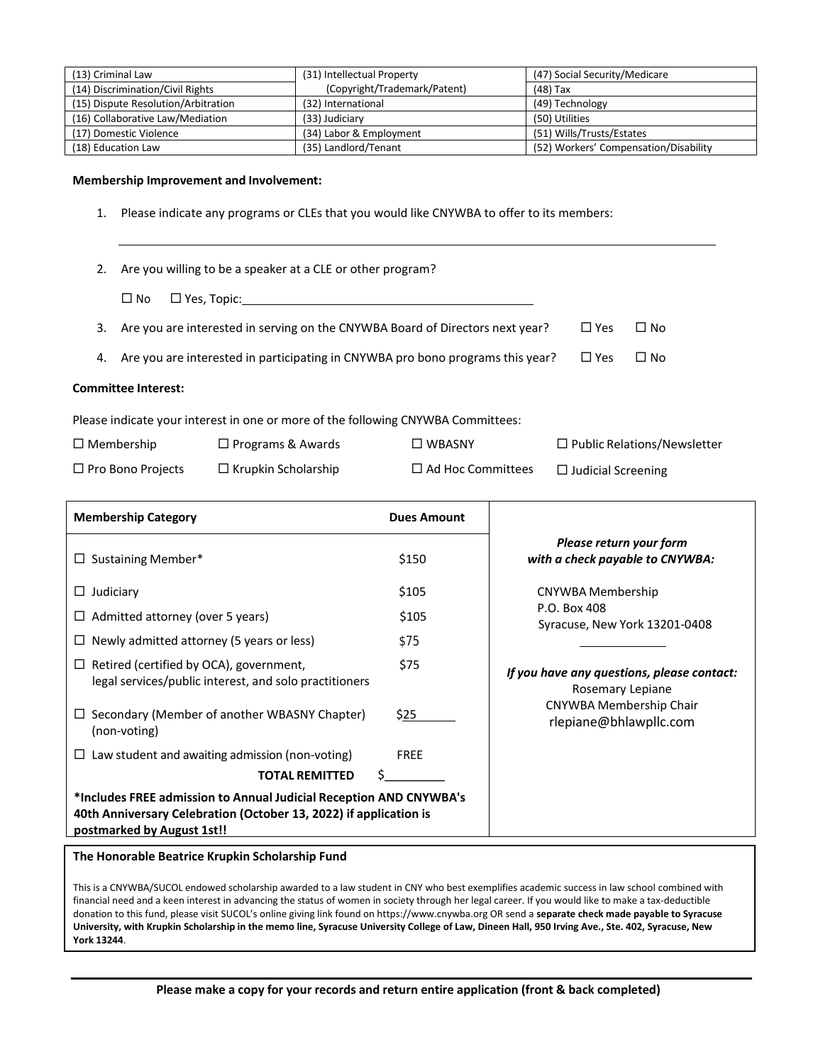| | | |
|---|---|---|
| (13) Criminal Law | (31) Intellectual Property (Copyright/Trademark/Patent) | (47) Social Security/Medicare |
| (14) Discrimination/Civil Rights | | (48) Tax |
| (15) Dispute Resolution/Arbitration | (32) International | (49) Technology |
| (16) Collaborative Law/Mediation | (33) Judiciary | (50) Utilities |
| (17) Domestic Violence | (34) Labor & Employment | (51) Wills/Trusts/Estates |
| (18) Education Law | (35) Landlord/Tenant | (52) Workers' Compensation/Disability |

**Membership Improvement and Involvement:**

1. Please indicate any programs or CLEs that you would like CNYWBA to offer to its members:

   ______________________________________________________________

2. Are you willing to be a speaker at a CLE or other program?

   ☐ No ☐ Yes, Topic: ______________________________

3. Are you are interested in serving on the CNYWBA Board of Directors next year? ☐ Yes ☐ No

4. Are you are interested in participating in CNYWBA pro bono programs this year? ☐ Yes ☐ No

**Committee Interest:**

Please indicate your interest in one or more of the following CNYWBA Committees:

☐ Membership ☐ Programs & Awards ☐ WBASNY ☐ Public Relations/Newsletter

☐ Pro Bono Projects ☐ Krupkin Scholarship ☐ Ad Hoc Committees ☐ Judicial Screening

| Membership Category | Dues Amount |
|---|---|
| ☐ Sustaining Member* | $150 |
| ☐ Judiciary | $105 |
| ☐ Admitted attorney (over 5 years) | $105 |
| ☐ Newly admitted attorney (5 years or less) | $75 |
| ☐ Retired (certified by OCA), government, legal services/public interest, and solo practitioners | $75 |
| ☐ Secondary (Member of another WBASNY Chapter) (non-voting) | $25 |
| ☐ Law student and awaiting admission (non-voting) | FREE |
| **TOTAL REMITTED** | $________ |

**\*Includes FREE admission to Annual Judicial Reception AND CNYWBA's 40th Anniversary Celebration (October 13, 2022) if application is postmarked by August 1st!!**

***Please return your form with a check payable to CNYWBA:***

CNYWBA Membership
P.O. Box 408
Syracuse, New York 13201-0408

***If you have any questions, please contact:***
Rosemary Lepiane
CNYWBA Membership Chair
rlepiane@bhlawpllc.com

**The Honorable Beatrice Krupkin Scholarship Fund**

This is a CNYWBA/SUCOL endowed scholarship awarded to a law student in CNY who best exemplifies academic success in law school combined with financial need and a keen interest in advancing the status of women in society through her legal career. If you would like to make a tax-deductible donation to this fund, please visit SUCOL's online giving link found on https://www.cnywba.org OR send a **separate check made payable to Syracuse University, with Krupkin Scholarship in the memo line, Syracuse University College of Law, Dineen Hall, 950 Irving Ave., Ste. 402, Syracuse, New York 13244**.

**Please make a copy for your records and return entire application (front & back completed)**